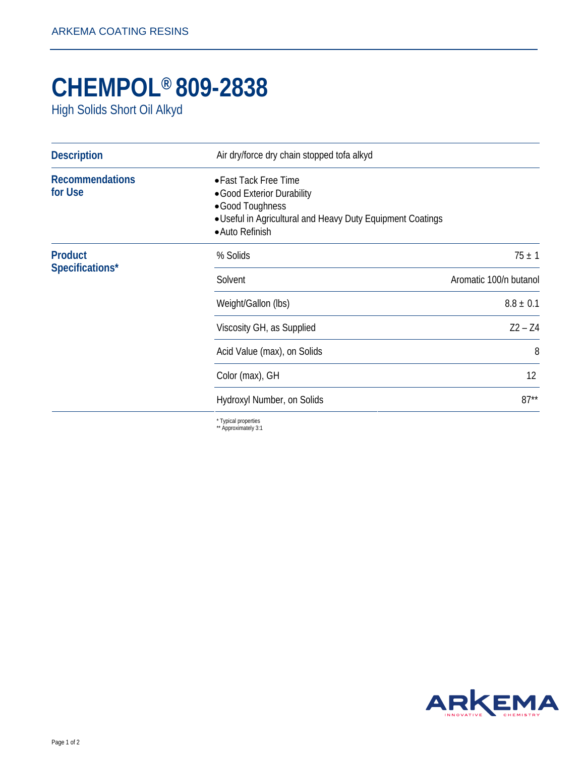# CHEMPOL® 809-2838

High Solids Short Oil Alkyd

| | |
|---|---|
| **Description** | Air dry/force dry chain stopped tofa alkyd |
| **Recommendations for Use** | • Fast Tack Free Time<br>• Good Exterior Durability<br>• Good Toughness<br>• Useful in Agricultural and Heavy Duty Equipment Coatings<br>• Auto Refinish |

**Product Specifications***

| Property | Value |
|---|---|
| % Solids | 75 ± 1 |
| Solvent | Aromatic 100/n butanol |
| Weight/Gallon (lbs) | 8.8 ± 0.1 |
| Viscosity GH, as Supplied | Z2 – Z4 |
| Acid Value (max), on Solids | 8 |
| Color (max), GH | 12 |
| Hydroxyl Number, on Solids | 87** |

\* Typical properties
** Approximately 3:1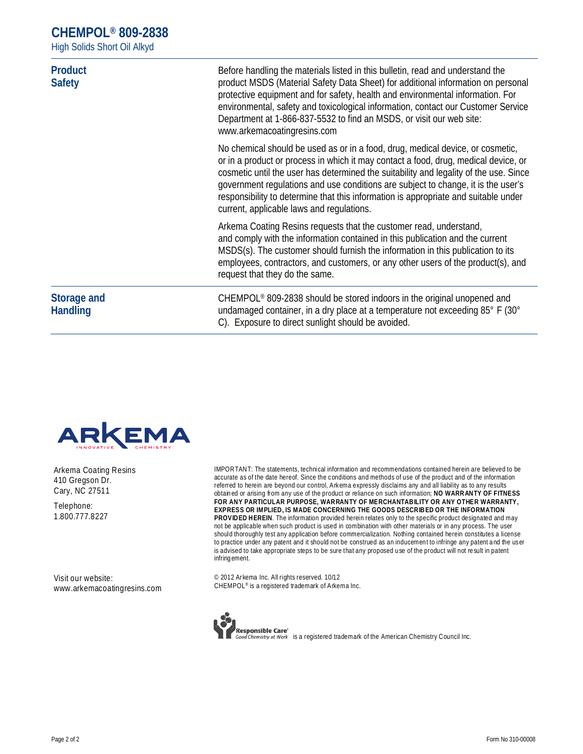# CHEMPOL® 809-2838

High Solids Short Oil Alkyd

## Product Safety

Before handling the materials listed in this bulletin, read and understand the product MSDS (Material Safety Data Sheet) for additional information on personal protective equipment and for safety, health and environmental information. For environmental, safety and toxicological information, contact our Customer Service Department at 1-866-837-5532 to find an MSDS, or visit our web site: www.arkemacoatingresins.com

No chemical should be used as or in a food, drug, medical device, or cosmetic, or in a product or process in which it may contact a food, drug, medical device, or cosmetic until the user has determined the suitability and legality of the use. Since government regulations and use conditions are subject to change, it is the user's responsibility to determine that this information is appropriate and suitable under current, applicable laws and regulations.

Arkema Coating Resins requests that the customer read, understand, and comply with the information contained in this publication and the current MSDS(s). The customer should furnish the information in this publication to its employees, contractors, and customers, or any other users of the product(s), and request that they do the same.

## Storage and Handling

CHEMPOL® 809-2838 should be stored indoors in the original unopened and undamaged container, in a dry place at a temperature not exceeding 85° F (30° C). Exposure to direct sunlight should be avoided.

ARKEMA
INNOVATIVE CHEMISTRY

Arkema Coating Resins
410 Gregson Dr.
Cary, NC 27511

Telephone:
1.800.777.8227

Visit our website:
www.arkemacoatingresins.com

IMPORTANT: The statements, technical information and recommendations contained herein are believed to be accurate as of the date hereof. Since the conditions and methods of use of the product and of the information referred to herein are beyond our control, Arkema expressly disclaims any and all liability as to any results obtained or arising from any use of the product or reliance on such information; **NO WARRANTY OF FITNESS FOR ANY PARTICULAR PURPOSE, WARRANTY OF MERCHANTABILITY OR ANY OTHER WARRANTY, EXPRESS OR IMPLIED, IS MADE CONCERNING THE GOODS DESCRIBED OR THE INFORMATION PROVIDED HEREIN**. The information provided herein relates only to the specific product designated and may not be applicable when such product is used in combination with other materials or in any process. The user should thoroughly test any application before commercialization. Nothing contained herein constitutes a license to practice under any patent and it should not be construed as an inducement to infringe any patent and the user is advised to take appropriate steps to be sure that any proposed use of the product will not result in patent infringement.

© 2012 Arkema Inc. All rights reserved. 10/12
CHEMPOL® is a registered trademark of Arkema Inc.

Responsible Care® Good Chemistry at Work is a registered trademark of the American Chemistry Council Inc.

Form No 310-00008